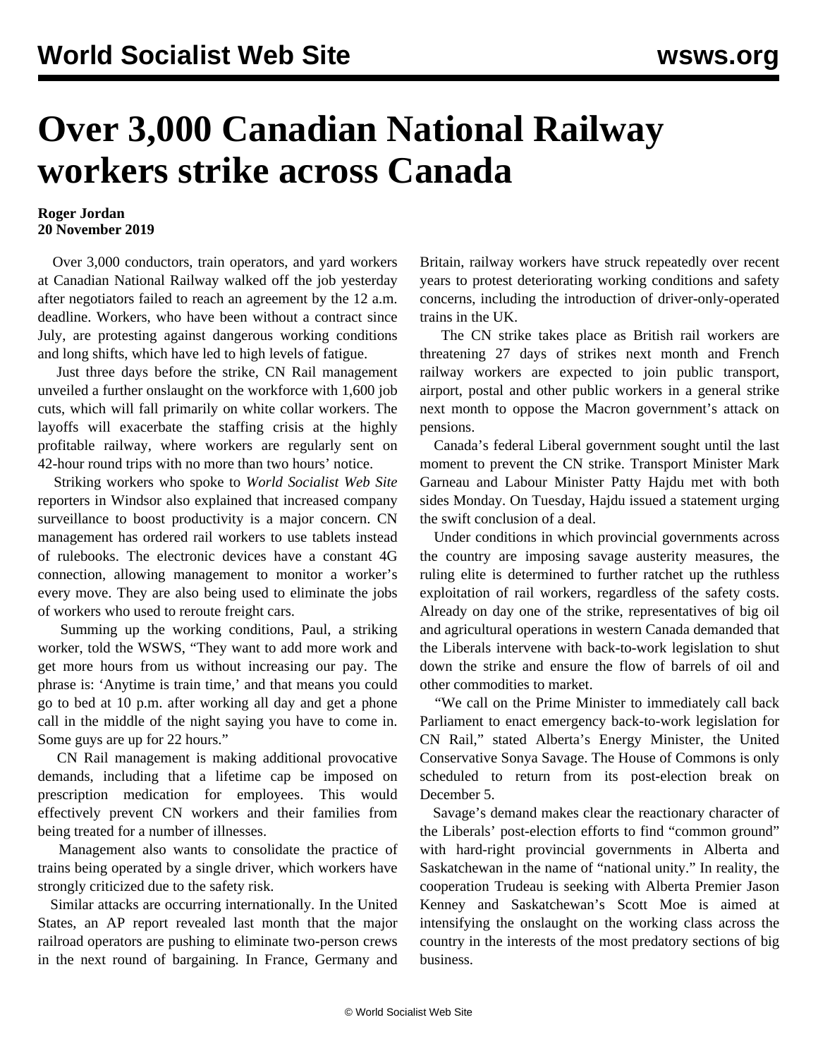# Over 3,000 Canadian National Railway workers strike across Canada

**Roger Jordan**
**20 November 2019**

Over 3,000 conductors, train operators, and yard workers at Canadian National Railway walked off the job yesterday after negotiators failed to reach an agreement by the 12 a.m. deadline. Workers, who have been without a contract since July, are protesting against dangerous working conditions and long shifts, which have led to high levels of fatigue.

Just three days before the strike, CN Rail management unveiled a further onslaught on the workforce with 1,600 job cuts, which will fall primarily on white collar workers. The layoffs will exacerbate the staffing crisis at the highly profitable railway, where workers are regularly sent on 42-hour round trips with no more than two hours' notice.

Striking workers who spoke to *World Socialist Web Site* reporters in Windsor also explained that increased company surveillance to boost productivity is a major concern. CN management has ordered rail workers to use tablets instead of rulebooks. The electronic devices have a constant 4G connection, allowing management to monitor a worker's every move. They are also being used to eliminate the jobs of workers who used to reroute freight cars.

Summing up the working conditions, Paul, a striking worker, told the WSWS, "They want to add more work and get more hours from us without increasing our pay. The phrase is: 'Anytime is train time,' and that means you could go to bed at 10 p.m. after working all day and get a phone call in the middle of the night saying you have to come in. Some guys are up for 22 hours."

CN Rail management is making additional provocative demands, including that a lifetime cap be imposed on prescription medication for employees. This would effectively prevent CN workers and their families from being treated for a number of illnesses.

Management also wants to consolidate the practice of trains being operated by a single driver, which workers have strongly criticized due to the safety risk.

Similar attacks are occurring internationally. In the United States, an AP report revealed last month that the major railroad operators are pushing to eliminate two-person crews in the next round of bargaining. In France, Germany and Britain, railway workers have struck repeatedly over recent years to protest deteriorating working conditions and safety concerns, including the introduction of driver-only-operated trains in the UK.

The CN strike takes place as British rail workers are threatening 27 days of strikes next month and French railway workers are expected to join public transport, airport, postal and other public workers in a general strike next month to oppose the Macron government's attack on pensions.

Canada's federal Liberal government sought until the last moment to prevent the CN strike. Transport Minister Mark Garneau and Labour Minister Patty Hajdu met with both sides Monday. On Tuesday, Hajdu issued a statement urging the swift conclusion of a deal.

Under conditions in which provincial governments across the country are imposing savage austerity measures, the ruling elite is determined to further ratchet up the ruthless exploitation of rail workers, regardless of the safety costs. Already on day one of the strike, representatives of big oil and agricultural operations in western Canada demanded that the Liberals intervene with back-to-work legislation to shut down the strike and ensure the flow of barrels of oil and other commodities to market.

"We call on the Prime Minister to immediately call back Parliament to enact emergency back-to-work legislation for CN Rail," stated Alberta's Energy Minister, the United Conservative Sonya Savage. The House of Commons is only scheduled to return from its post-election break on December 5.

Savage's demand makes clear the reactionary character of the Liberals' post-election efforts to find "common ground" with hard-right provincial governments in Alberta and Saskatchewan in the name of "national unity." In reality, the cooperation Trudeau is seeking with Alberta Premier Jason Kenney and Saskatchewan's Scott Moe is aimed at intensifying the onslaught on the working class across the country in the interests of the most predatory sections of big business.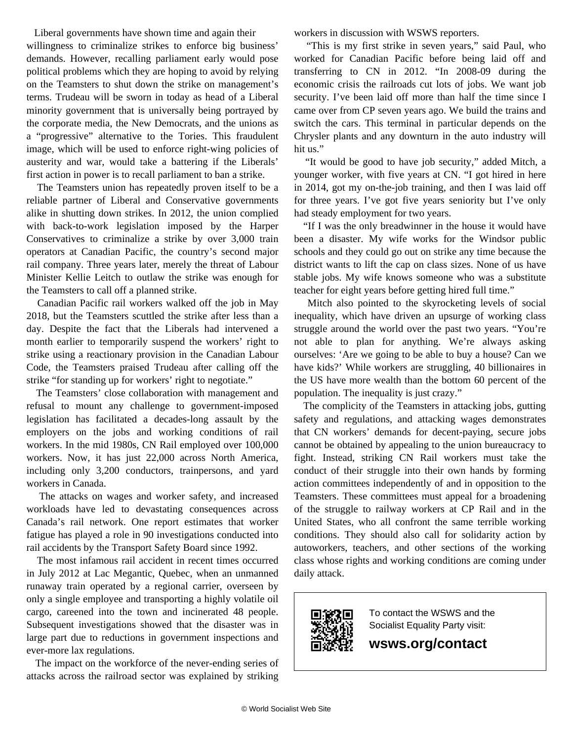Liberal governments have shown time and again their willingness to criminalize strikes to enforce big business' demands. However, recalling parliament early would pose political problems which they are hoping to avoid by relying on the Teamsters to shut down the strike on management's terms. Trudeau will be sworn in today as head of a Liberal minority government that is universally being portrayed by the corporate media, the New Democrats, and the unions as a "progressive" alternative to the Tories. This fraudulent image, which will be used to enforce right-wing policies of austerity and war, would take a battering if the Liberals' first action in power is to recall parliament to ban a strike.

The Teamsters union has repeatedly proven itself to be a reliable partner of Liberal and Conservative governments alike in shutting down strikes. In 2012, the union complied with back-to-work legislation imposed by the Harper Conservatives to criminalize a strike by over 3,000 train operators at Canadian Pacific, the country's second major rail company. Three years later, merely the threat of Labour Minister Kellie Leitch to outlaw the strike was enough for the Teamsters to call off a planned strike.

Canadian Pacific rail workers walked off the job in May 2018, but the Teamsters scuttled the strike after less than a day. Despite the fact that the Liberals had intervened a month earlier to temporarily suspend the workers' right to strike using a reactionary provision in the Canadian Labour Code, the Teamsters praised Trudeau after calling off the strike "for standing up for workers' right to negotiate."

The Teamsters' close collaboration with management and refusal to mount any challenge to government-imposed legislation has facilitated a decades-long assault by the employers on the jobs and working conditions of rail workers. In the mid 1980s, CN Rail employed over 100,000 workers. Now, it has just 22,000 across North America, including only 3,200 conductors, trainpersons, and yard workers in Canada.

The attacks on wages and worker safety, and increased workloads have led to devastating consequences across Canada's rail network. One report estimates that worker fatigue has played a role in 90 investigations conducted into rail accidents by the Transport Safety Board since 1992.

The most infamous rail accident in recent times occurred in July 2012 at Lac Megantic, Quebec, when an unmanned runaway train operated by a regional carrier, overseen by only a single employee and transporting a highly volatile oil cargo, careened into the town and incinerated 48 people. Subsequent investigations showed that the disaster was in large part due to reductions in government inspections and ever-more lax regulations.

The impact on the workforce of the never-ending series of attacks across the railroad sector was explained by striking workers in discussion with WSWS reporters.

"This is my first strike in seven years," said Paul, who worked for Canadian Pacific before being laid off and transferring to CN in 2012. "In 2008-09 during the economic crisis the railroads cut lots of jobs. We want job security. I've been laid off more than half the time since I came over from CP seven years ago. We build the trains and switch the cars. This terminal in particular depends on the Chrysler plants and any downturn in the auto industry will hit us."

"It would be good to have job security," added Mitch, a younger worker, with five years at CN. "I got hired in here in 2014, got my on-the-job training, and then I was laid off for three years. I've got five years seniority but I've only had steady employment for two years.

"If I was the only breadwinner in the house it would have been a disaster. My wife works for the Windsor public schools and they could go out on strike any time because the district wants to lift the cap on class sizes. None of us have stable jobs. My wife knows someone who was a substitute teacher for eight years before getting hired full time."

Mitch also pointed to the skyrocketing levels of social inequality, which have driven an upsurge of working class struggle around the world over the past two years. "You're not able to plan for anything. We're always asking ourselves: 'Are we going to be able to buy a house? Can we have kids?' While workers are struggling, 40 billionaires in the US have more wealth than the bottom 60 percent of the population. The inequality is just crazy."

The complicity of the Teamsters in attacking jobs, gutting safety and regulations, and attacking wages demonstrates that CN workers' demands for decent-paying, secure jobs cannot be obtained by appealing to the union bureaucracy to fight. Instead, striking CN Rail workers must take the conduct of their struggle into their own hands by forming action committees independently of and in opposition to the Teamsters. These committees must appeal for a broadening of the struggle to railway workers at CP Rail and in the United States, who all confront the same terrible working conditions. They should also call for solidarity action by autoworkers, teachers, and other sections of the working class whose rights and working conditions are coming under daily attack.

To contact the WSWS and the Socialist Equality Party visit:

**wsws.org/contact**